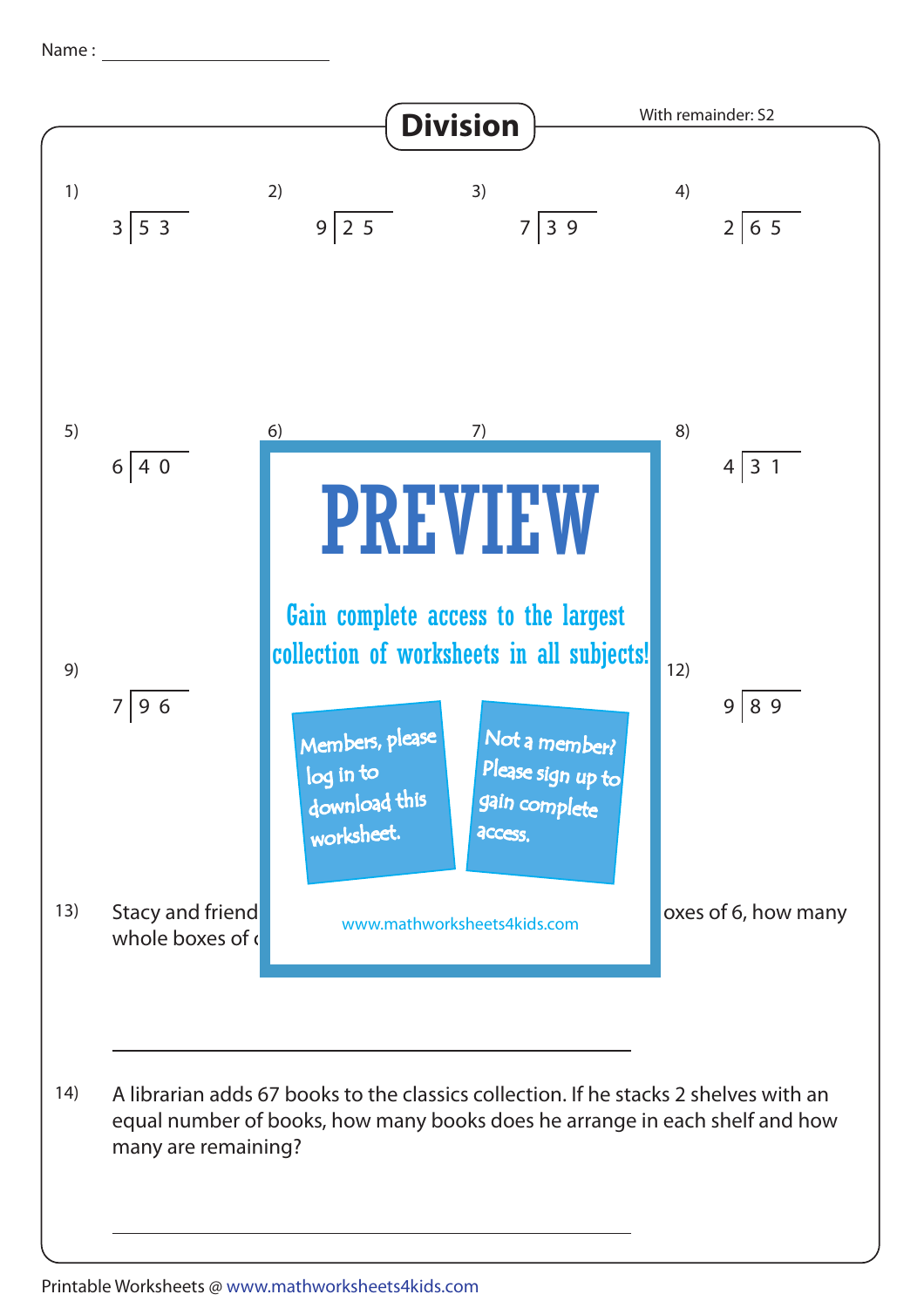Name : ____________________

# Division

With remainder: S2

1) $3 \overline{)\,53}$

2) $9 \overline{)\,25}$

3) $7 \overline{)\,39}$

4) $2 \overline{)\,65}$

5) $6 \overline{)\,40}$

6)

7)

8) $4 \overline{)\,31}$

9) $7 \overline{)\,96}$

PREVIEW

Gain complete access to the largest collection of worksheets in all subjects!

Members, please log in to download this worksheet.

Not a member? Please sign up to gain complete access.

www.mathworksheets4kids.com

12) $9 \overline{)\,89}$

13) Stacy and friend ... oxes of 6, how many whole boxes of ...

______________________________

14) A librarian adds 67 books to the classics collection. If he stacks 2 shelves with an equal number of books, how many books does he arrange in each shelf and how many are remaining?

______________________________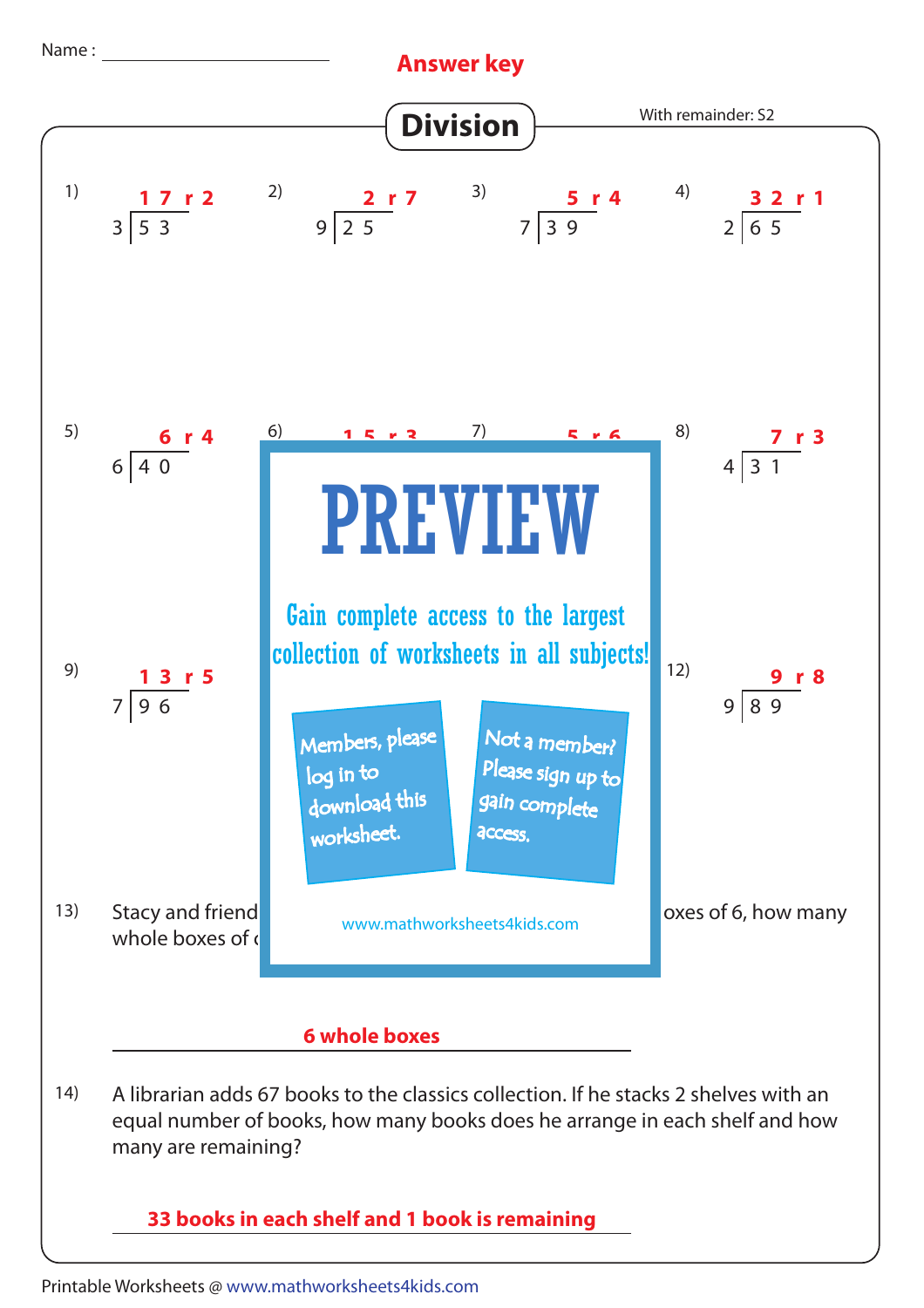Name : ____________________

**Answer key**

# Division

With remainder: S2

1) $3 \overline{)53}$ **17 r 2**

2) $9 \overline{)25}$ **2 r 7**

3) $7 \overline{)39}$ **5 r 4**

4) $2 \overline{)65}$ **32 r 1**

5) $6 \overline{)40}$ **6 r 4**

6) **15 r 3**

7) **5 r 6**

8) $4 \overline{)31}$ **7 r 3**

9) $7 \overline{)96}$ **13 r 5**

12) $9 \overline{)89}$ **9 r 8**

PREVIEW

Gain complete access to the largest collection of worksheets in all subjects!

Members, please log in to download this worksheet.

Not a member? Please sign up to gain complete access.

www.mathworksheets4kids.com

13) Stacy and friend ... oxes of 6, how many whole boxes of ...

**6 whole boxes**

14) A librarian adds 67 books to the classics collection. If he stacks 2 shelves with an equal number of books, how many books does he arrange in each shelf and how many are remaining?

**33 books in each shelf and 1 book is remaining**

Printable Worksheets @ www.mathworksheets4kids.com